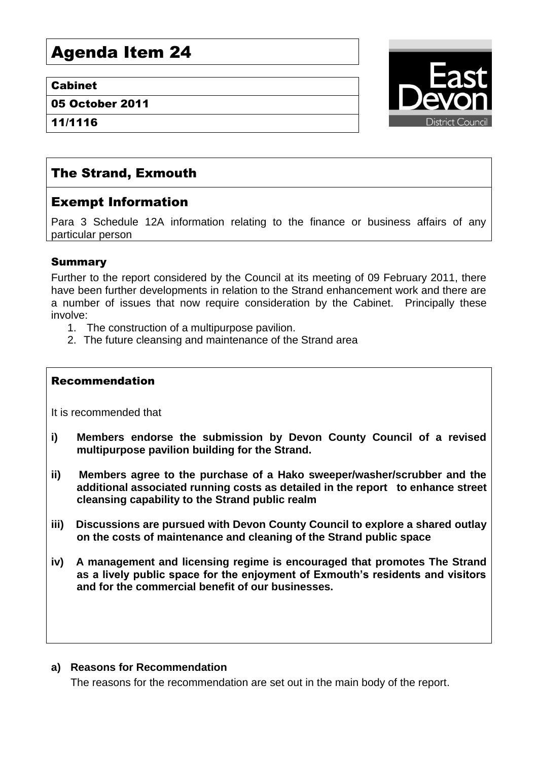# Agenda Item 24

**Cabinet**

**05 October 2011**

**11/1116**

## The Strand, Exmouth

## Exempt Information

Para 3 Schedule 12A information relating to the finance or business affairs of any particular person

### Summary

Further to the report considered by the Council at its meeting of 09 February 2011, there have been further developments in relation to the Strand enhancement work and there are a number of issues that now require consideration by the Cabinet. Principally these involve:

1. The construction of a multipurpose pavilion.
2. The future cleansing and maintenance of the Strand area

### Recommendation

It is recommended that

**i) Members endorse the submission by Devon County Council of a revised multipurpose pavilion building for the Strand.**

**ii) Members agree to the purchase of a Hako sweeper/washer/scrubber and the additional associated running costs as detailed in the report to enhance street cleansing capability to the Strand public realm**

**iii) Discussions are pursued with Devon County Council to explore a shared outlay on the costs of maintenance and cleaning of the Strand public space**

**iv) A management and licensing regime is encouraged that promotes The Strand as a lively public space for the enjoyment of Exmouth's residents and visitors and for the commercial benefit of our businesses.**

**a) Reasons for Recommendation**

The reasons for the recommendation are set out in the main body of the report.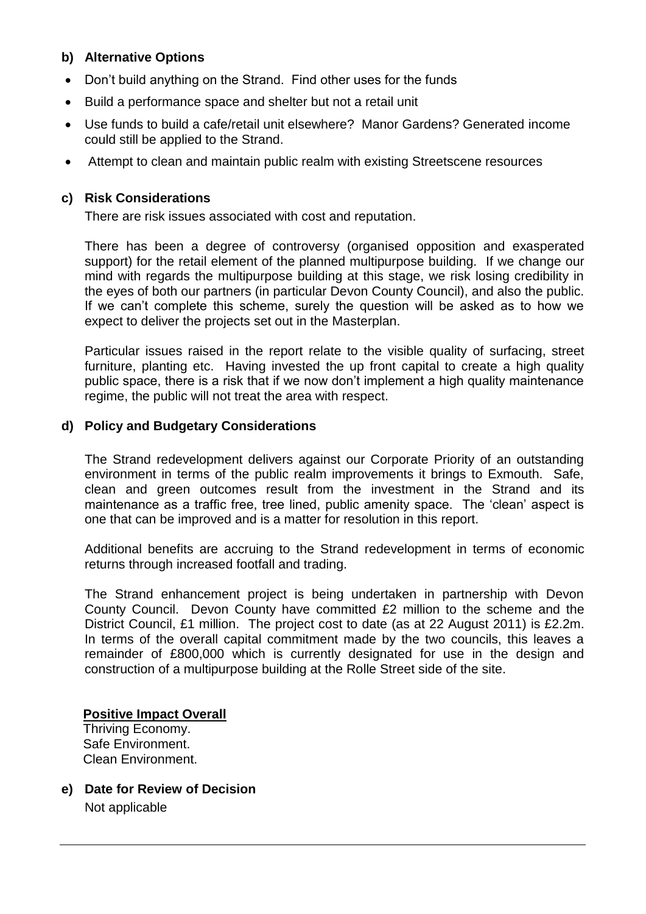### b) Alternative Options

- Don't build anything on the Strand. Find other uses for the funds
- Build a performance space and shelter but not a retail unit
- Use funds to build a cafe/retail unit elsewhere? Manor Gardens? Generated income could still be applied to the Strand.
- Attempt to clean and maintain public realm with existing Streetscene resources

### c) Risk Considerations

There are risk issues associated with cost and reputation.

There has been a degree of controversy (organised opposition and exasperated support) for the retail element of the planned multipurpose building. If we change our mind with regards the multipurpose building at this stage, we risk losing credibility in the eyes of both our partners (in particular Devon County Council), and also the public. If we can't complete this scheme, surely the question will be asked as to how we expect to deliver the projects set out in the Masterplan.

Particular issues raised in the report relate to the visible quality of surfacing, street furniture, planting etc. Having invested the up front capital to create a high quality public space, there is a risk that if we now don't implement a high quality maintenance regime, the public will not treat the area with respect.

### d) Policy and Budgetary Considerations

The Strand redevelopment delivers against our Corporate Priority of an outstanding environment in terms of the public realm improvements it brings to Exmouth. Safe, clean and green outcomes result from the investment in the Strand and its maintenance as a traffic free, tree lined, public amenity space. The 'clean' aspect is one that can be improved and is a matter for resolution in this report.

Additional benefits are accruing to the Strand redevelopment in terms of economic returns through increased footfall and trading.

The Strand enhancement project is being undertaken in partnership with Devon County Council. Devon County have committed £2 million to the scheme and the District Council, £1 million. The project cost to date (as at 22 August 2011) is £2.2m. In terms of the overall capital commitment made by the two councils, this leaves a remainder of £800,000 which is currently designated for use in the design and construction of a multipurpose building at the Rolle Street side of the site.

**Positive Impact Overall**

Thriving Economy.
Safe Environment.
Clean Environment.

### e) Date for Review of Decision

Not applicable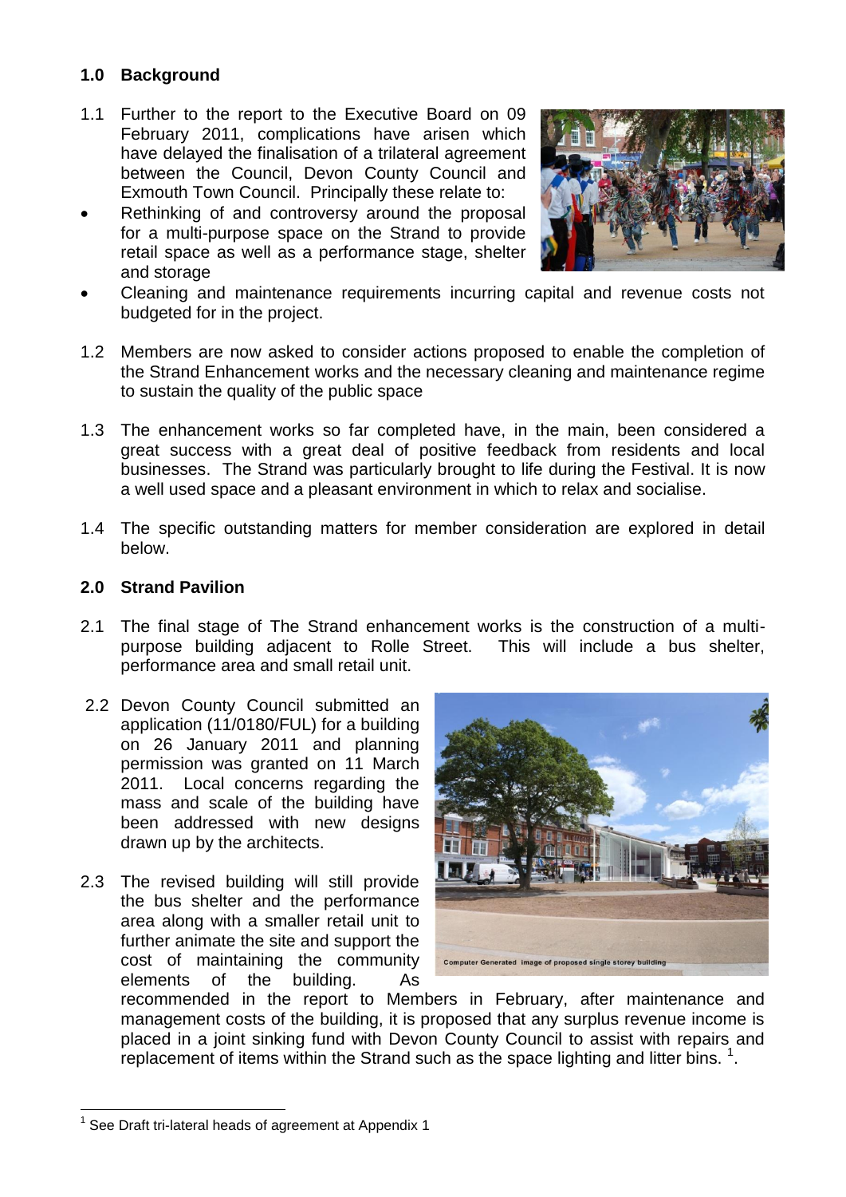## 1.0 Background

1.1 Further to the report to the Executive Board on 09 February 2011, complications have arisen which have delayed the finalisation of a trilateral agreement between the Council, Devon County Council and Exmouth Town Council. Principally these relate to:

- Rethinking of and controversy around the proposal for a multi-purpose space on the Strand to provide retail space as well as a performance stage, shelter and storage
- Cleaning and maintenance requirements incurring capital and revenue costs not budgeted for in the project.

1.2 Members are now asked to consider actions proposed to enable the completion of the Strand Enhancement works and the necessary cleaning and maintenance regime to sustain the quality of the public space

1.3 The enhancement works so far completed have, in the main, been considered a great success with a great deal of positive feedback from residents and local businesses. The Strand was particularly brought to life during the Festival. It is now a well used space and a pleasant environment in which to relax and socialise.

1.4 The specific outstanding matters for member consideration are explored in detail below.

## 2.0 Strand Pavilion

2.1 The final stage of The Strand enhancement works is the construction of a multi-purpose building adjacent to Rolle Street. This will include a bus shelter, performance area and small retail unit.

2.2 Devon County Council submitted an application (11/0180/FUL) for a building on 26 January 2011 and planning permission was granted on 11 March 2011. Local concerns regarding the mass and scale of the building have been addressed with new designs drawn up by the architects.

Computer Generated image of proposed single storey building

2.3 The revised building will still provide the bus shelter and the performance area along with a smaller retail unit to further animate the site and support the cost of maintaining the community elements of the building. As recommended in the report to Members in February, after maintenance and management costs of the building, it is proposed that any surplus revenue income is placed in a joint sinking fund with Devon County Council to assist with repairs and replacement of items within the Strand such as the space lighting and litter bins. [1].

[1] See Draft tri-lateral heads of agreement at Appendix 1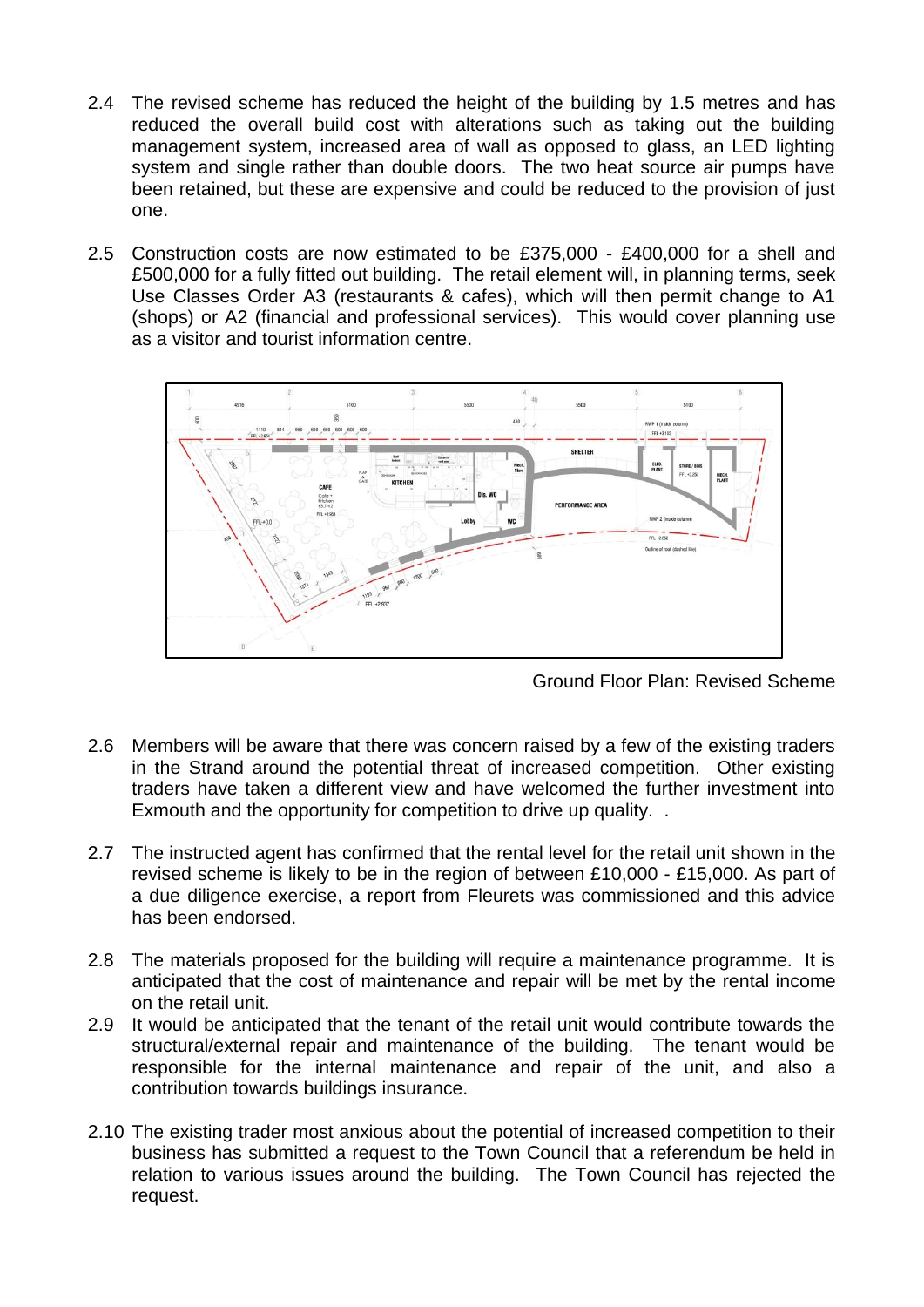2.4 The revised scheme has reduced the height of the building by 1.5 metres and has reduced the overall build cost with alterations such as taking out the building management system, increased area of wall as opposed to glass, an LED lighting system and single rather than double doors. The two heat source air pumps have been retained, but these are expensive and could be reduced to the provision of just one.

2.5 Construction costs are now estimated to be £375,000 - £400,000 for a shell and £500,000 for a fully fitted out building. The retail element will, in planning terms, seek Use Classes Order A3 (restaurants & cafes), which will then permit change to A1 (shops) or A2 (financial and professional services). This would cover planning use as a visitor and tourist information centre.

Ground Floor Plan: Revised Scheme

2.6 Members will be aware that there was concern raised by a few of the existing traders in the Strand around the potential threat of increased competition. Other existing traders have taken a different view and have welcomed the further investment into Exmouth and the opportunity for competition to drive up quality. .

2.7 The instructed agent has confirmed that the rental level for the retail unit shown in the revised scheme is likely to be in the region of between £10,000 - £15,000. As part of a due diligence exercise, a report from Fleurets was commissioned and this advice has been endorsed.

2.8 The materials proposed for the building will require a maintenance programme. It is anticipated that the cost of maintenance and repair will be met by the rental income on the retail unit.

2.9 It would be anticipated that the tenant of the retail unit would contribute towards the structural/external repair and maintenance of the building. The tenant would be responsible for the internal maintenance and repair of the unit, and also a contribution towards buildings insurance.

2.10 The existing trader most anxious about the potential of increased competition to their business has submitted a request to the Town Council that a referendum be held in relation to various issues around the building. The Town Council has rejected the request.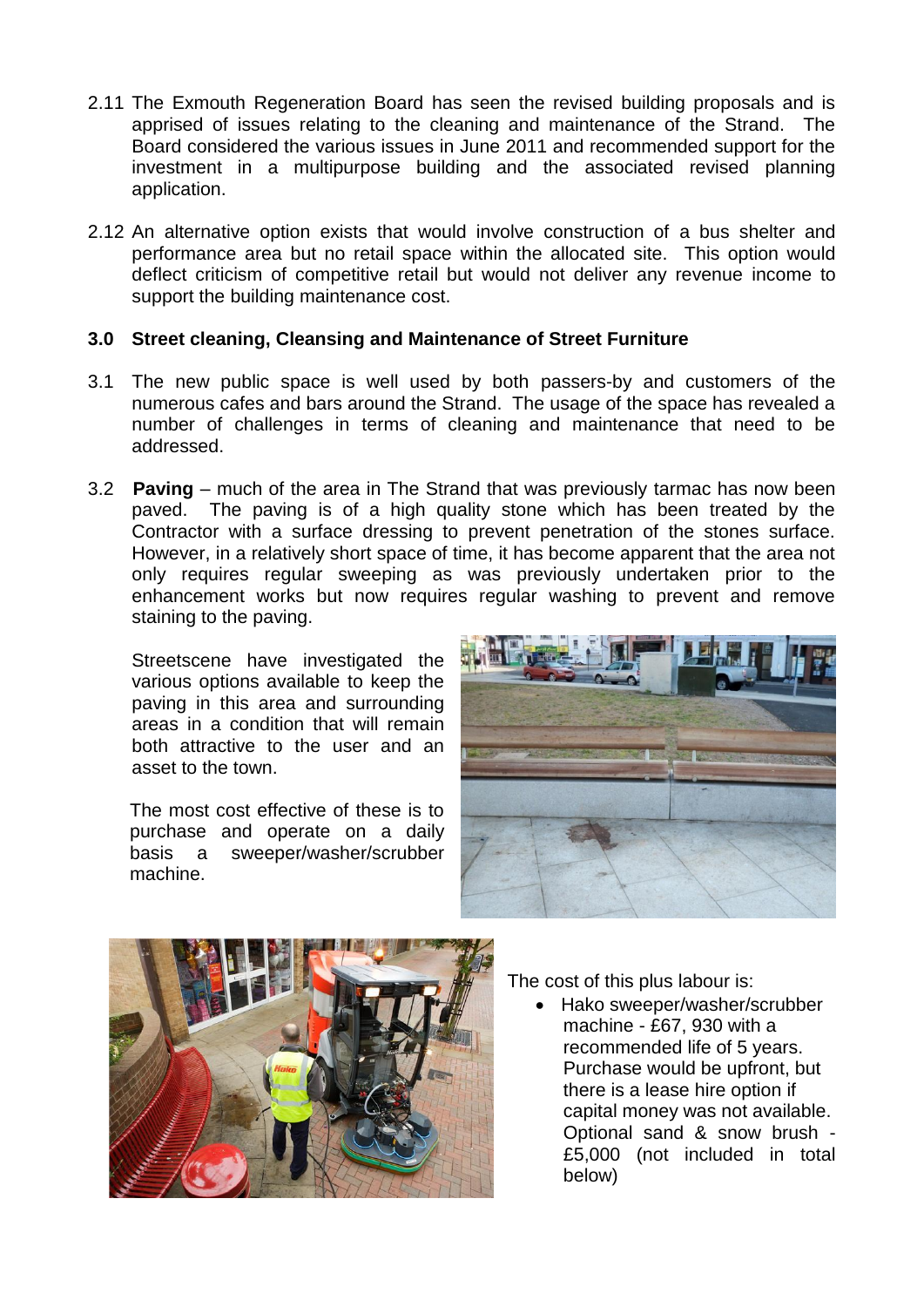2.11 The Exmouth Regeneration Board has seen the revised building proposals and is apprised of issues relating to the cleaning and maintenance of the Strand. The Board considered the various issues in June 2011 and recommended support for the investment in a multipurpose building and the associated revised planning application.

2.12 An alternative option exists that would involve construction of a bus shelter and performance area but no retail space within the allocated site. This option would deflect criticism of competitive retail but would not deliver any revenue income to support the building maintenance cost.

## 3.0 Street cleaning, Cleansing and Maintenance of Street Furniture

3.1 The new public space is well used by both passers-by and customers of the numerous cafes and bars around the Strand. The usage of the space has revealed a number of challenges in terms of cleaning and maintenance that need to be addressed.

3.2 **Paving** – much of the area in The Strand that was previously tarmac has now been paved. The paving is of a high quality stone which has been treated by the Contractor with a surface dressing to prevent penetration of the stones surface. However, in a relatively short space of time, it has become apparent that the area not only requires regular sweeping as was previously undertaken prior to the enhancement works but now requires regular washing to prevent and remove staining to the paving.

Streetscene have investigated the various options available to keep the paving in this area and surrounding areas in a condition that will remain both attractive to the user and an asset to the town.

The most cost effective of these is to purchase and operate on a daily basis a sweeper/washer/scrubber machine.

The cost of this plus labour is:

- Hako sweeper/washer/scrubber machine - £67, 930 with a recommended life of 5 years. Purchase would be upfront, but there is a lease hire option if capital money was not available. Optional sand & snow brush - £5,000 (not included in total below)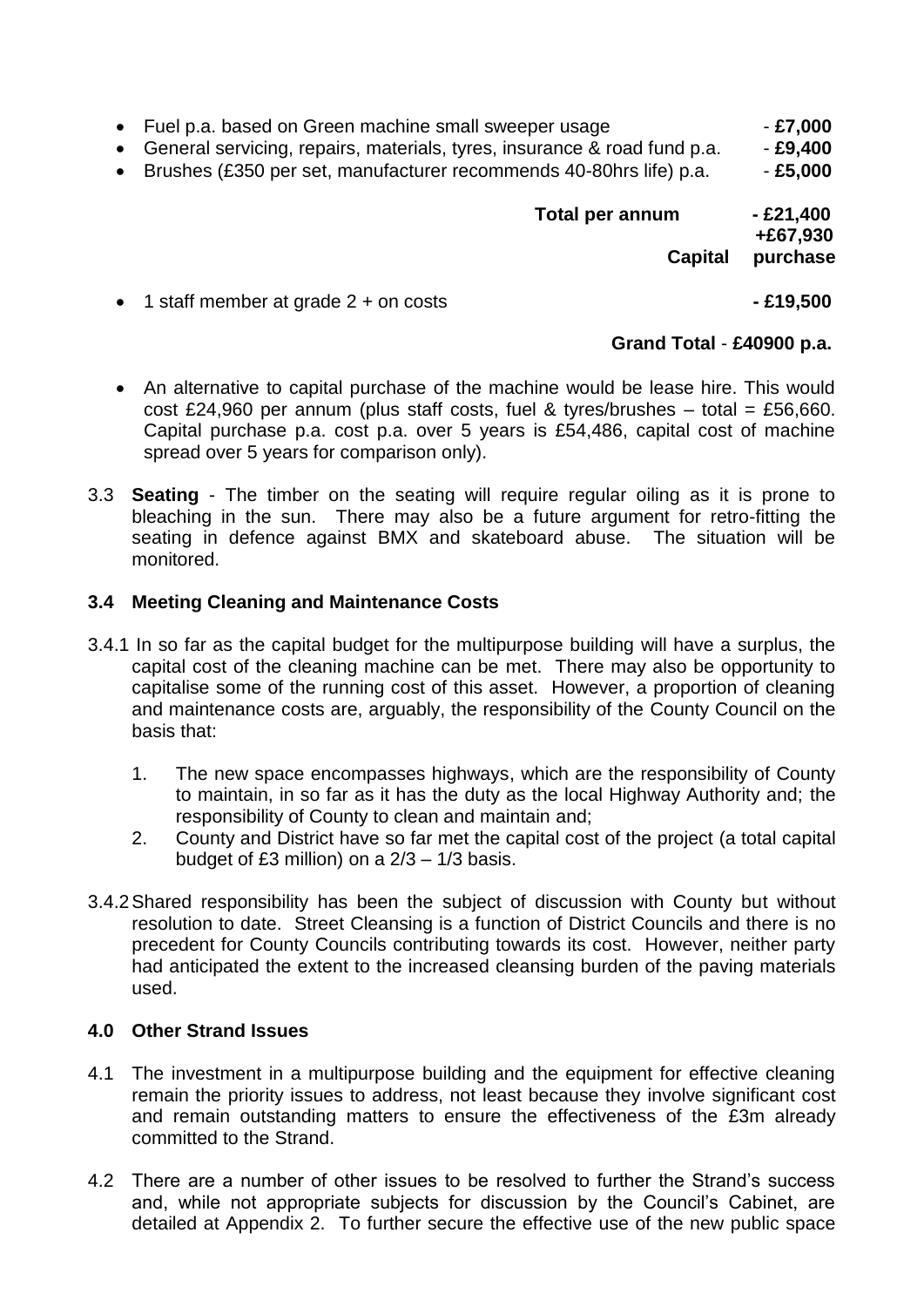- Fuel p.a. based on Green machine small sweeper usage - **£7,000**
- General servicing, repairs, materials, tyres, insurance & road fund p.a. - **£9,400**
- Brushes (£350 per set, manufacturer recommends 40-80hrs life) p.a. - **£5,000**

**Total per annum - £21,400**

**+£67,930 Capital purchase**

- 1 staff member at grade 2 + on costs **- £19,500**

**Grand Total** - **£40900 p.a.**

- An alternative to capital purchase of the machine would be lease hire. This would cost £24,960 per annum (plus staff costs, fuel & tyres/brushes – total = £56,660. Capital purchase p.a. cost p.a. over 5 years is £54,486, capital cost of machine spread over 5 years for comparison only).

3.3 **Seating** - The timber on the seating will require regular oiling as it is prone to bleaching in the sun. There may also be a future argument for retro-fitting the seating in defence against BMX and skateboard abuse. The situation will be monitored.

### 3.4 Meeting Cleaning and Maintenance Costs

3.4.1 In so far as the capital budget for the multipurpose building will have a surplus, the capital cost of the cleaning machine can be met. There may also be opportunity to capitalise some of the running cost of this asset. However, a proportion of cleaning and maintenance costs are, arguably, the responsibility of the County Council on the basis that:

1. The new space encompasses highways, which are the responsibility of County to maintain, in so far as it has the duty as the local Highway Authority and; the responsibility of County to clean and maintain and;
2. County and District have so far met the capital cost of the project (a total capital budget of £3 million) on a 2/3 – 1/3 basis.

3.4.2 Shared responsibility has been the subject of discussion with County but without resolution to date. Street Cleansing is a function of District Councils and there is no precedent for County Councils contributing towards its cost. However, neither party had anticipated the extent to the increased cleansing burden of the paving materials used.

## 4.0 Other Strand Issues

4.1 The investment in a multipurpose building and the equipment for effective cleaning remain the priority issues to address, not least because they involve significant cost and remain outstanding matters to ensure the effectiveness of the £3m already committed to the Strand.

4.2 There are a number of other issues to be resolved to further the Strand's success and, while not appropriate subjects for discussion by the Council's Cabinet, are detailed at Appendix 2. To further secure the effective use of the new public space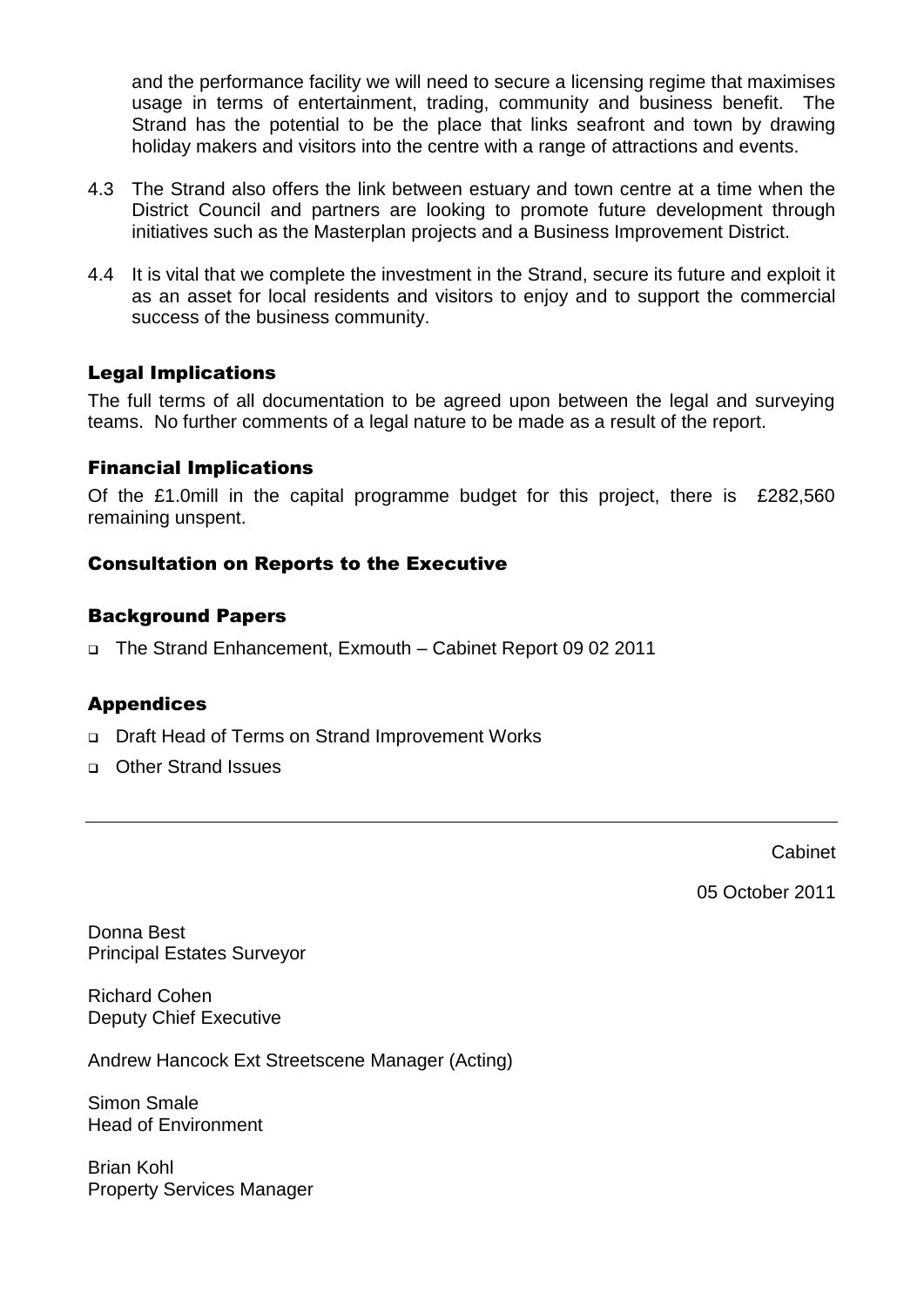and the performance facility we will need to secure a licensing regime that maximises usage in terms of entertainment, trading, community and business benefit. The Strand has the potential to be the place that links seafront and town by drawing holiday makers and visitors into the centre with a range of attractions and events.

4.3 The Strand also offers the link between estuary and town centre at a time when the District Council and partners are looking to promote future development through initiatives such as the Masterplan projects and a Business Improvement District.

4.4 It is vital that we complete the investment in the Strand, secure its future and exploit it as an asset for local residents and visitors to enjoy and to support the commercial success of the business community.

## Legal Implications

The full terms of all documentation to be agreed upon between the legal and surveying teams. No further comments of a legal nature to be made as a result of the report.

## Financial Implications

Of the £1.0mill in the capital programme budget for this project, there is £282,560 remaining unspent.

## Consultation on Reports to the Executive

## Background Papers

- The Strand Enhancement, Exmouth – Cabinet Report 09 02 2011

## Appendices

- Draft Head of Terms on Strand Improvement Works
- Other Strand Issues

---

Cabinet

05 October 2011

Donna Best
Principal Estates Surveyor

Richard Cohen
Deputy Chief Executive

Andrew Hancock Ext Streetscene Manager (Acting)

Simon Smale
Head of Environment

Brian Kohl
Property Services Manager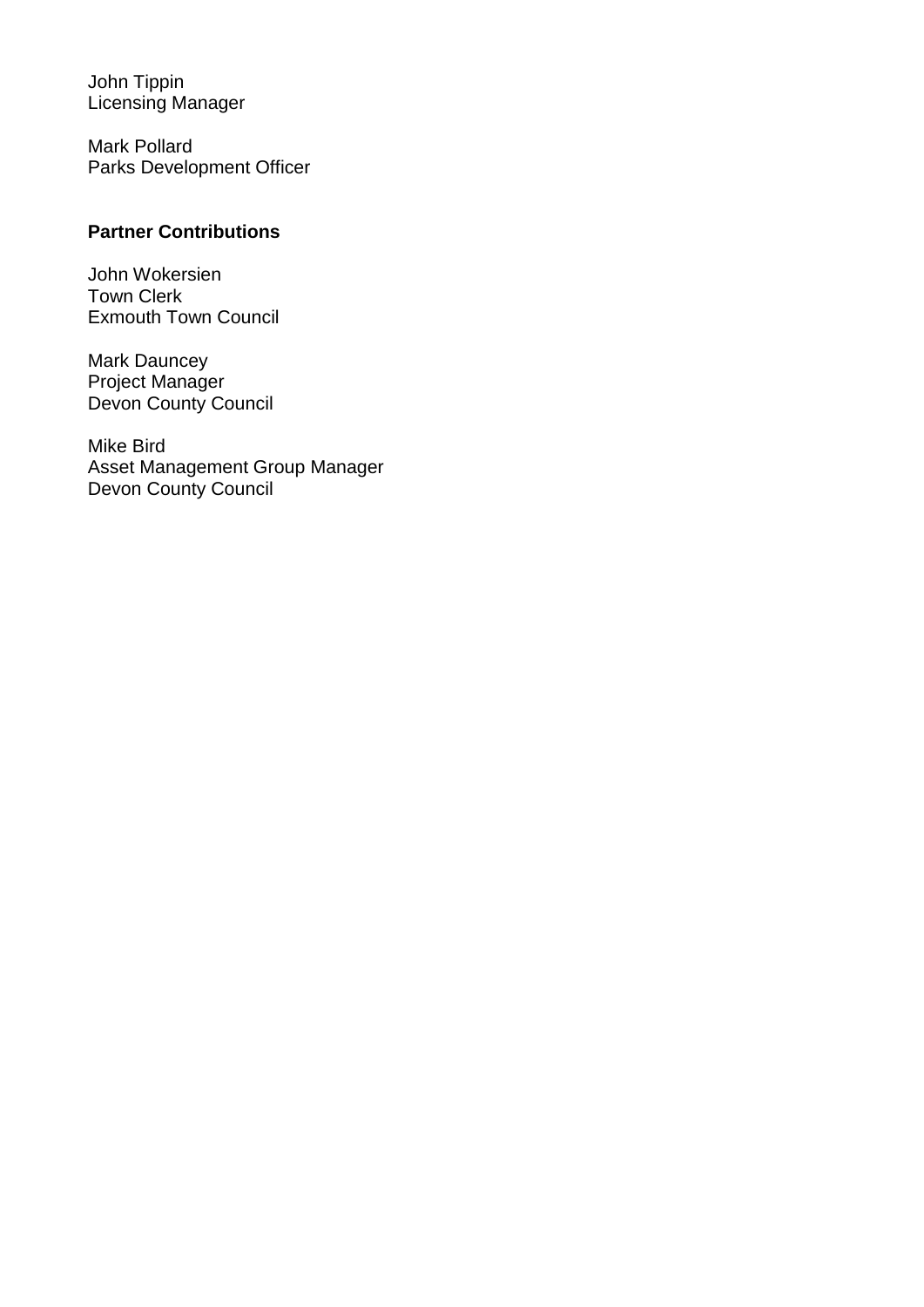John Tippin
Licensing Manager

Mark Pollard
Parks Development Officer

**Partner Contributions**

John Wokersien
Town Clerk
Exmouth Town Council

Mark Dauncey
Project Manager
Devon County Council

Mike Bird
Asset Management Group Manager
Devon County Council